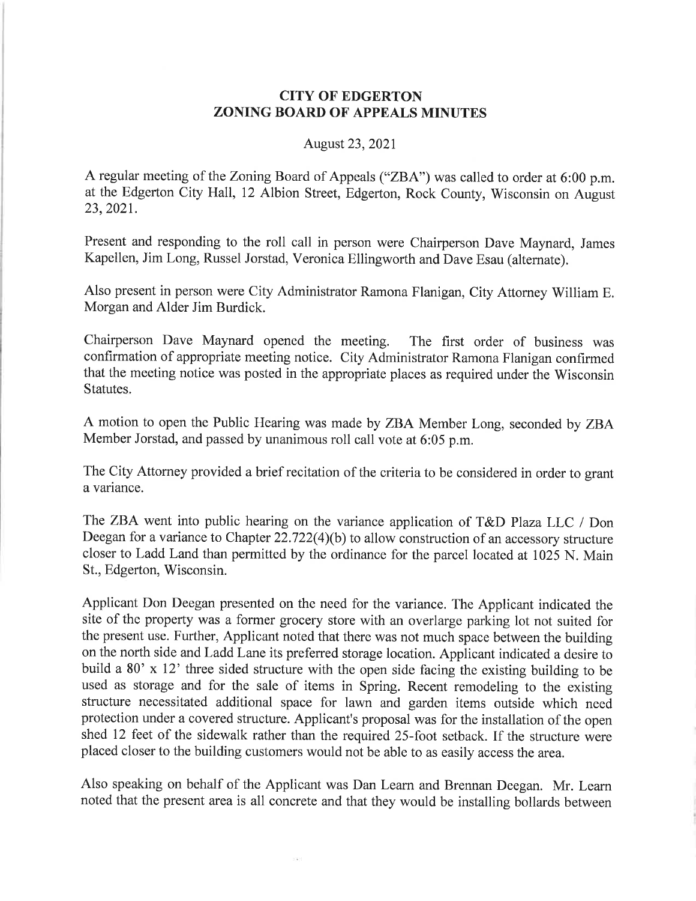# CITY OF EDGERTON
# ZONING BOARD OF APPEALS MINUTES

August 23, 2021

A regular meeting of the Zoning Board of Appeals ("ZBA") was called to order at 6:00 p.m. at the Edgerton City Hall, 12 Albion Street, Edgerton, Rock County, Wisconsin on August 23, 2021.

Present and responding to the roll call in person were Chairperson Dave Maynard, James Kapellen, Jim Long, Russel Jorstad, Veronica Ellingworth and Dave Esau (alternate).

Also present in person were City Administrator Ramona Flanigan, City Attorney William E. Morgan and Alder Jim Burdick.

Chairperson Dave Maynard opened the meeting. The first order of business was confirmation of appropriate meeting notice. City Administrator Ramona Flanigan confirmed that the meeting notice was posted in the appropriate places as required under the Wisconsin Statutes.

A motion to open the Public Hearing was made by ZBA Member Long, seconded by ZBA Member Jorstad, and passed by unanimous roll call vote at 6:05 p.m.

The City Attorney provided a brief recitation of the criteria to be considered in order to grant a variance.

The ZBA went into public hearing on the variance application of T&D Plaza LLC / Don Deegan for a variance to Chapter 22.722(4)(b) to allow construction of an accessory structure closer to Ladd Land than permitted by the ordinance for the parcel located at 1025 N. Main St., Edgerton, Wisconsin.

Applicant Don Deegan presented on the need for the variance. The Applicant indicated the site of the property was a former grocery store with an overlarge parking lot not suited for the present use. Further, Applicant noted that there was not much space between the building on the north side and Ladd Lane its preferred storage location. Applicant indicated a desire to build a 80' x 12' three sided structure with the open side facing the existing building to be used as storage and for the sale of items in Spring. Recent remodeling to the existing structure necessitated additional space for lawn and garden items outside which need protection under a covered structure. Applicant's proposal was for the installation of the open shed 12 feet of the sidewalk rather than the required 25-foot setback. If the structure were placed closer to the building customers would not be able to as easily access the area.

Also speaking on behalf of the Applicant was Dan Learn and Brennan Deegan. Mr. Learn noted that the present area is all concrete and that they would be installing bollards between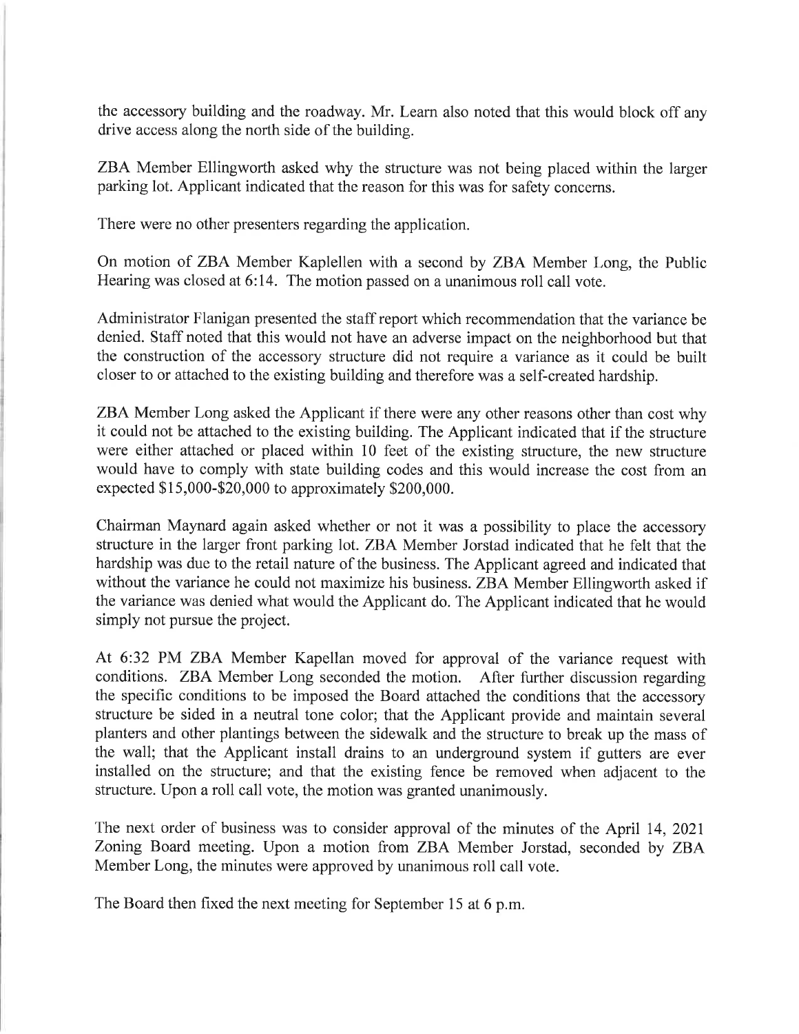the accessory building and the roadway. Mr. Learn also noted that this would block off any drive access along the north side of the building.

ZBA Member Ellingworth asked why the structure was not being placed within the larger parking lot. Applicant indicated that the reason for this was for safety concerns.

There were no other presenters regarding the application.

On motion of ZBA Member Kaplellen with a second by ZBA Member Long, the Public Hearing was closed at 6:14. The motion passed on a unanimous roll call vote.

Administrator Flanigan presented the staff report which recommendation that the variance be denied. Staff noted that this would not have an adverse impact on the neighborhood but that the construction of the accessory structure did not require a variance as it could be built closer to or attached to the existing building and therefore was a self-created hardship.

ZBA Member Long asked the Applicant if there were any other reasons other than cost why it could not be attached to the existing building. The Applicant indicated that if the structure were either attached or placed within 10 feet of the existing structure, the new structure would have to comply with state building codes and this would increase the cost from an expected $15,000-$20,000 to approximately $200,000.

Chairman Maynard again asked whether or not it was a possibility to place the accessory structure in the larger front parking lot. ZBA Member Jorstad indicated that he felt that the hardship was due to the retail nature of the business. The Applicant agreed and indicated that without the variance he could not maximize his business. ZBA Member Ellingworth asked if the variance was denied what would the Applicant do. The Applicant indicated that he would simply not pursue the project.

At 6:32 PM ZBA Member Kapellan moved for approval of the variance request with conditions. ZBA Member Long seconded the motion. After further discussion regarding the specific conditions to be imposed the Board attached the conditions that the accessory structure be sided in a neutral tone color; that the Applicant provide and maintain several planters and other plantings between the sidewalk and the structure to break up the mass of the wall; that the Applicant install drains to an underground system if gutters are ever installed on the structure; and that the existing fence be removed when adjacent to the structure. Upon a roll call vote, the motion was granted unanimously.

The next order of business was to consider approval of the minutes of the April 14, 2021 Zoning Board meeting. Upon a motion from ZBA Member Jorstad, seconded by ZBA Member Long, the minutes were approved by unanimous roll call vote.

The Board then fixed the next meeting for September 15 at 6 p.m.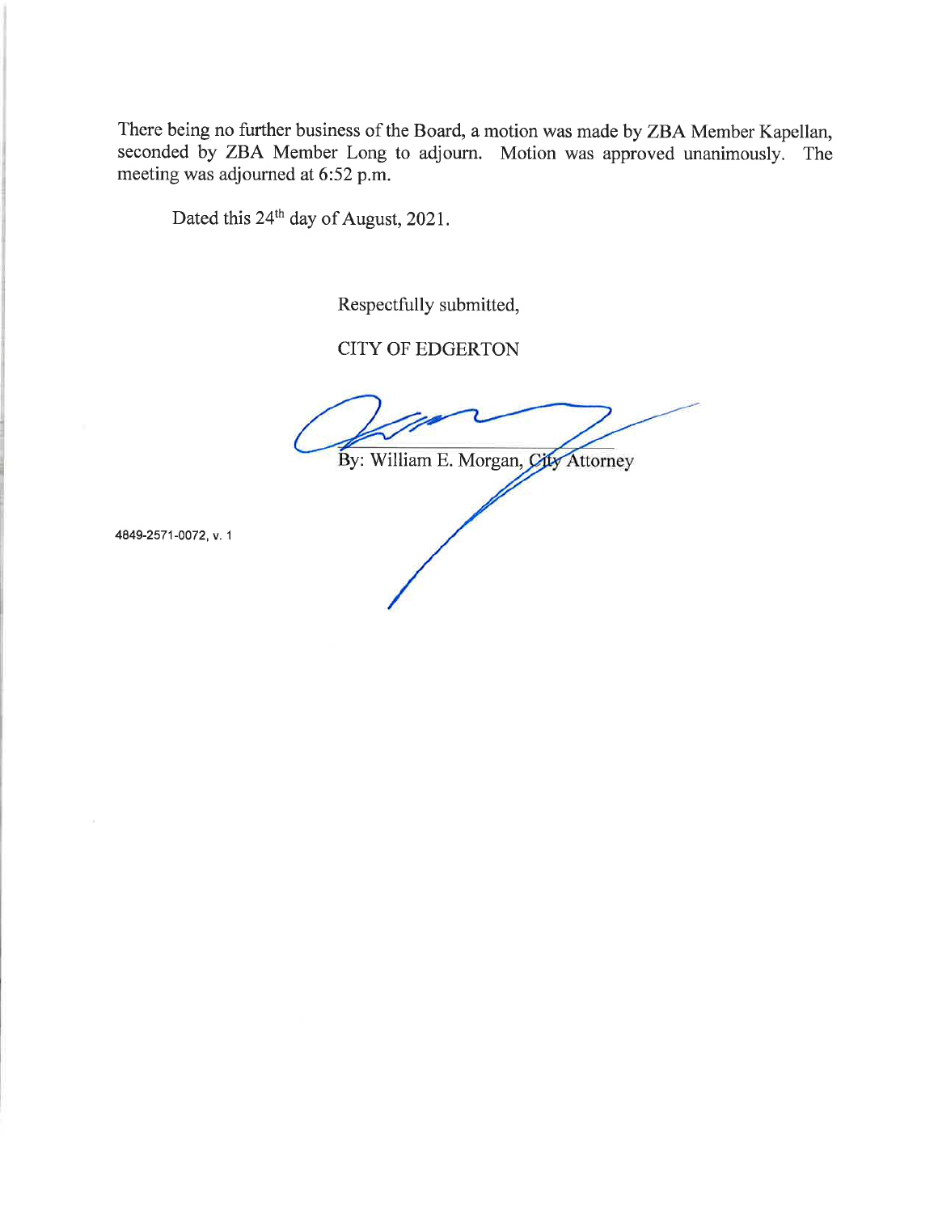There being no further business of the Board, a motion was made by ZBA Member Kapellan, seconded by ZBA Member Long to adjourn. Motion was approved unanimously. The meeting was adjourned at 6:52 p.m.

Dated this 24th day of August, 2021.

Respectfully submitted,

CITY OF EDGERTON

By: William E. Morgan, City Attorney

4849-2571-0072, v. 1